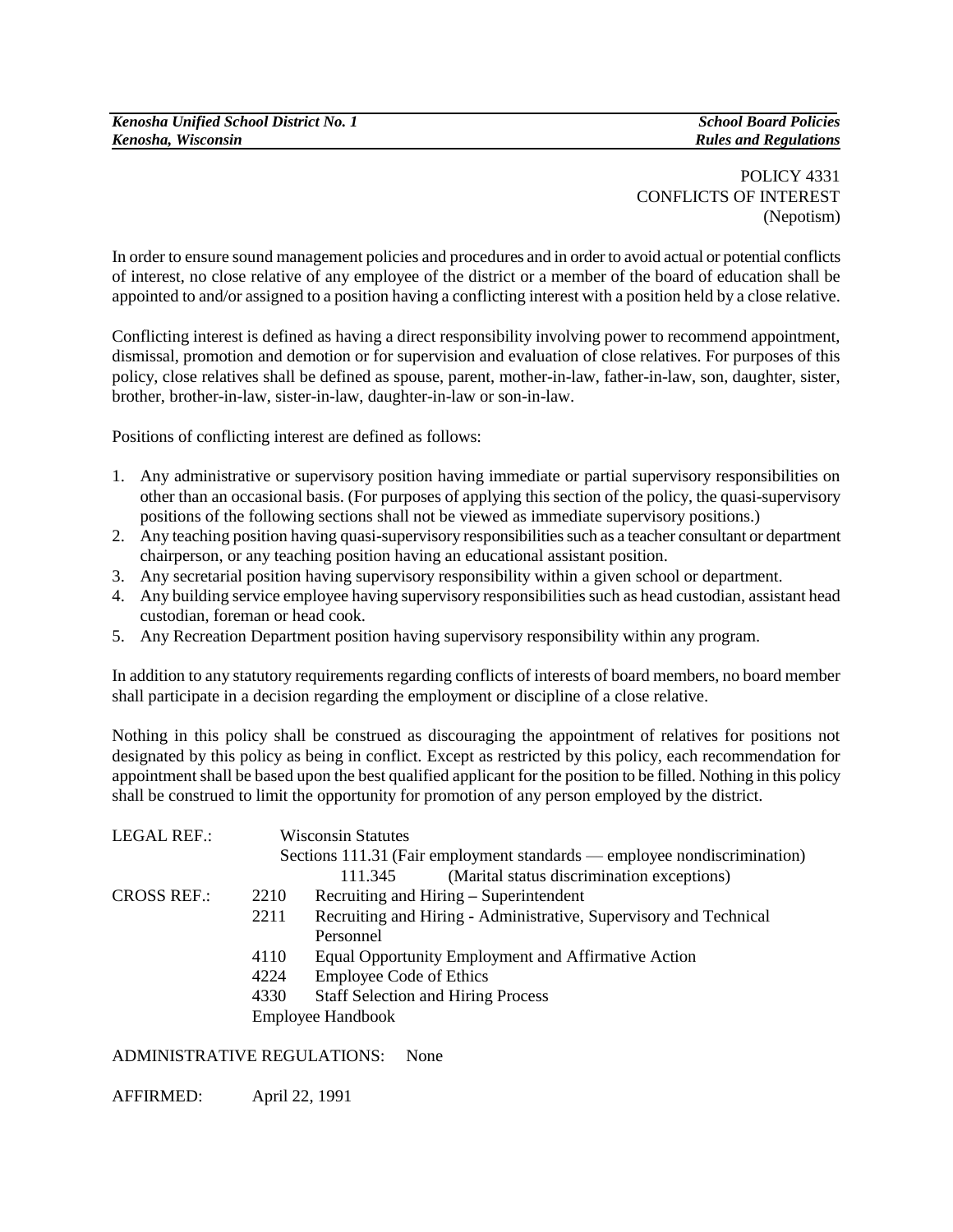*Kenosha Unified School District No. 1* *School Board Policies*
*Kenosha, Wisconsin* *Rules and Regulations*

POLICY 4331
CONFLICTS OF INTEREST
(Nepotism)

In order to ensure sound management policies and procedures and in order to avoid actual or potential conflicts of interest, no close relative of any employee of the district or a member of the board of education shall be appointed to and/or assigned to a position having a conflicting interest with a position held by a close relative.

Conflicting interest is defined as having a direct responsibility involving power to recommend appointment, dismissal, promotion and demotion or for supervision and evaluation of close relatives. For purposes of this policy, close relatives shall be defined as spouse, parent, mother-in-law, father-in-law, son, daughter, sister, brother, brother-in-law, sister-in-law, daughter-in-law or son-in-law.

Positions of conflicting interest are defined as follows:

1. Any administrative or supervisory position having immediate or partial supervisory responsibilities on other than an occasional basis. (For purposes of applying this section of the policy, the quasi-supervisory positions of the following sections shall not be viewed as immediate supervisory positions.)
2. Any teaching position having quasi-supervisory responsibilities such as a teacher consultant or department chairperson, or any teaching position having an educational assistant position.
3. Any secretarial position having supervisory responsibility within a given school or department.
4. Any building service employee having supervisory responsibilities such as head custodian, assistant head custodian, foreman or head cook.
5. Any Recreation Department position having supervisory responsibility within any program.

In addition to any statutory requirements regarding conflicts of interests of board members, no board member shall participate in a decision regarding the employment or discipline of a close relative.

Nothing in this policy shall be construed as discouraging the appointment of relatives for positions not designated by this policy as being in conflict. Except as restricted by this policy, each recommendation for appointment shall be based upon the best qualified applicant for the position to be filled. Nothing in this policy shall be construed to limit the opportunity for promotion of any person employed by the district.

LEGAL REF.: Wisconsin Statutes
Sections 111.31 (Fair employment standards — employee nondiscrimination)
111.345 (Marital status discrimination exceptions)

CROSS REF.:
2210 Recruiting and Hiring – Superintendent
2211 Recruiting and Hiring - Administrative, Supervisory and Technical Personnel
4110 Equal Opportunity Employment and Affirmative Action
4224 Employee Code of Ethics
4330 Staff Selection and Hiring Process
Employee Handbook

ADMINISTRATIVE REGULATIONS: None

AFFIRMED: April 22, 1991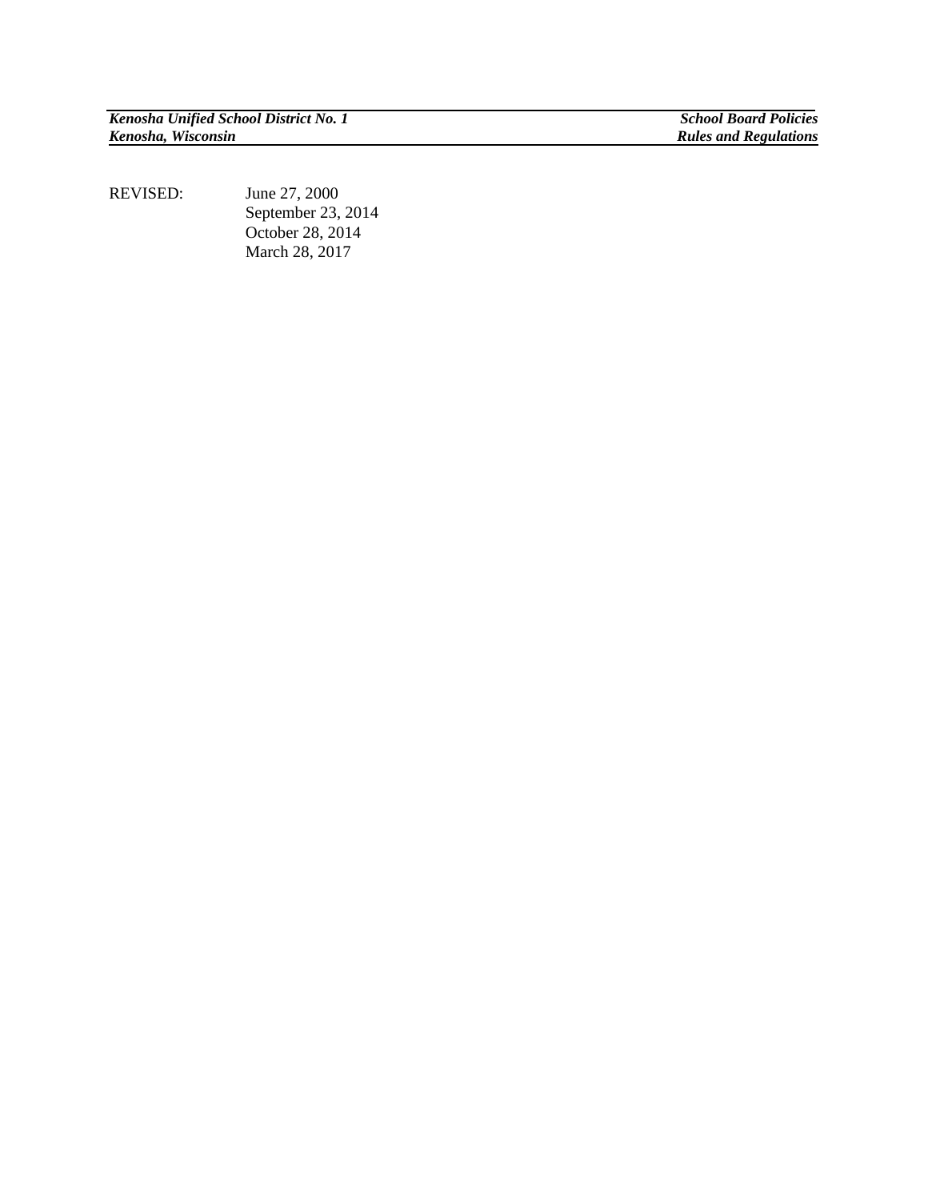REVISED: June 27, 2000
September 23, 2014
October 28, 2014
March 28, 2017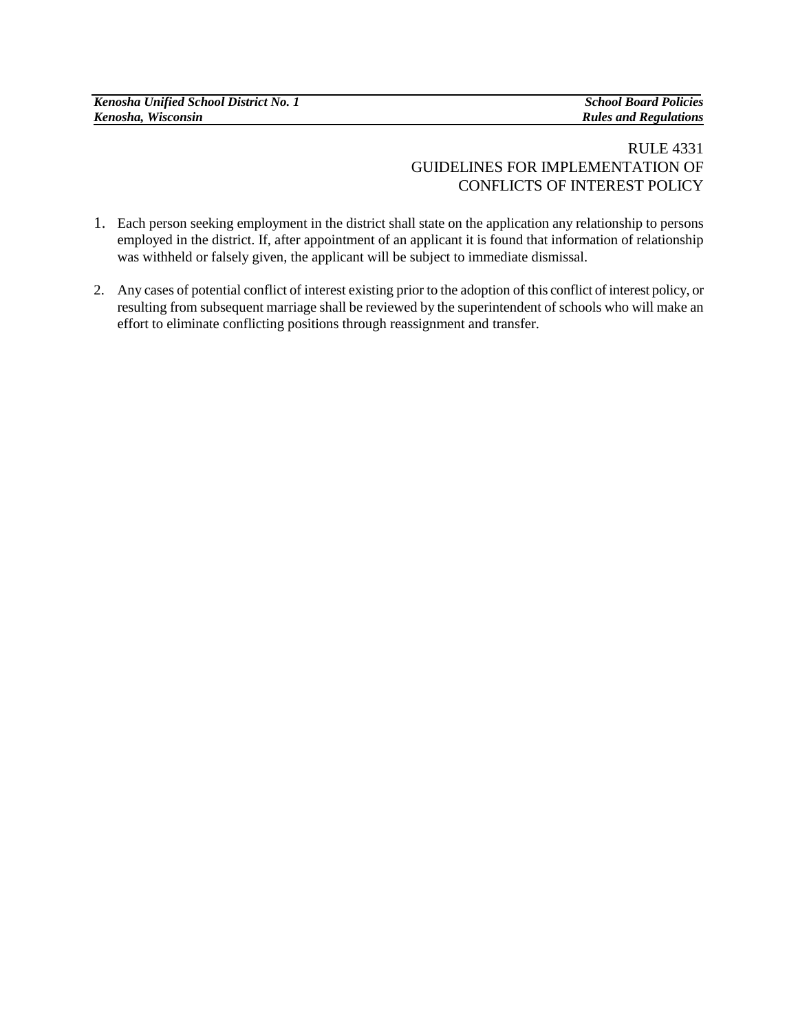# RULE 4331
## GUIDELINES FOR IMPLEMENTATION OF CONFLICTS OF INTEREST POLICY

1. Each person seeking employment in the district shall state on the application any relationship to persons employed in the district. If, after appointment of an applicant it is found that information of relationship was withheld or falsely given, the applicant will be subject to immediate dismissal.

2. Any cases of potential conflict of interest existing prior to the adoption of this conflict of interest policy, or resulting from subsequent marriage shall be reviewed by the superintendent of schools who will make an effort to eliminate conflicting positions through reassignment and transfer.